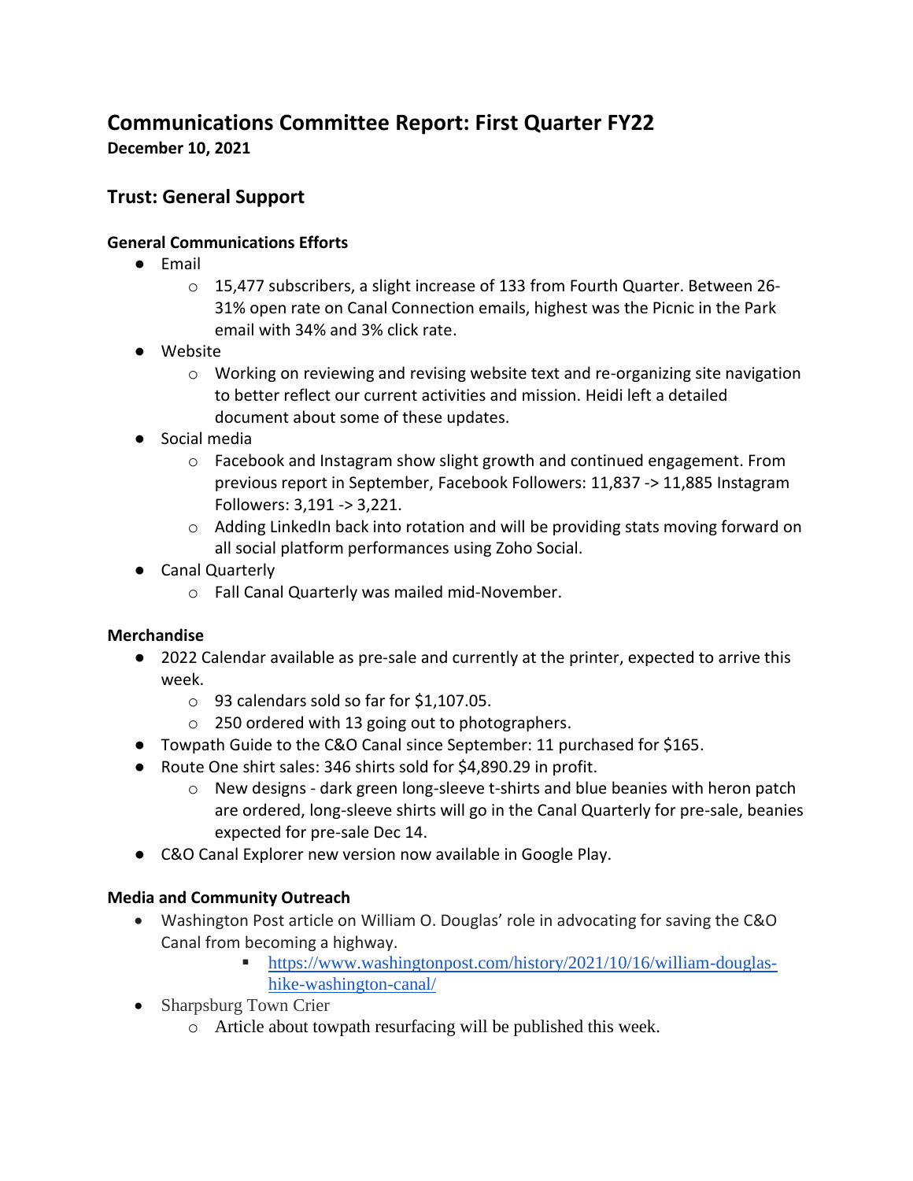# Communications Committee Report: First Quarter FY22

**December 10, 2021**

## Trust: General Support

### General Communications Efforts

- Email
  - 15,477 subscribers, a slight increase of 133 from Fourth Quarter. Between 26-31% open rate on Canal Connection emails, highest was the Picnic in the Park email with 34% and 3% click rate.
- Website
  - Working on reviewing and revising website text and re-organizing site navigation to better reflect our current activities and mission. Heidi left a detailed document about some of these updates.
- Social media
  - Facebook and Instagram show slight growth and continued engagement. From previous report in September, Facebook Followers: 11,837 -> 11,885 Instagram Followers: 3,191 -> 3,221.
  - Adding LinkedIn back into rotation and will be providing stats moving forward on all social platform performances using Zoho Social.
- Canal Quarterly
  - Fall Canal Quarterly was mailed mid-November.

### Merchandise

- 2022 Calendar available as pre-sale and currently at the printer, expected to arrive this week.
  - 93 calendars sold so far for $1,107.05.
  - 250 ordered with 13 going out to photographers.
- Towpath Guide to the C&O Canal since September: 11 purchased for $165.
- Route One shirt sales: 346 shirts sold for $4,890.29 in profit.
  - New designs - dark green long-sleeve t-shirts and blue beanies with heron patch are ordered, long-sleeve shirts will go in the Canal Quarterly for pre-sale, beanies expected for pre-sale Dec 14.
- C&O Canal Explorer new version now available in Google Play.

### Media and Community Outreach

- Washington Post article on William O. Douglas' role in advocating for saving the C&O Canal from becoming a highway.
  - https://www.washingtonpost.com/history/2021/10/16/william-douglas-hike-washington-canal/
- Sharpsburg Town Crier
  - Article about towpath resurfacing will be published this week.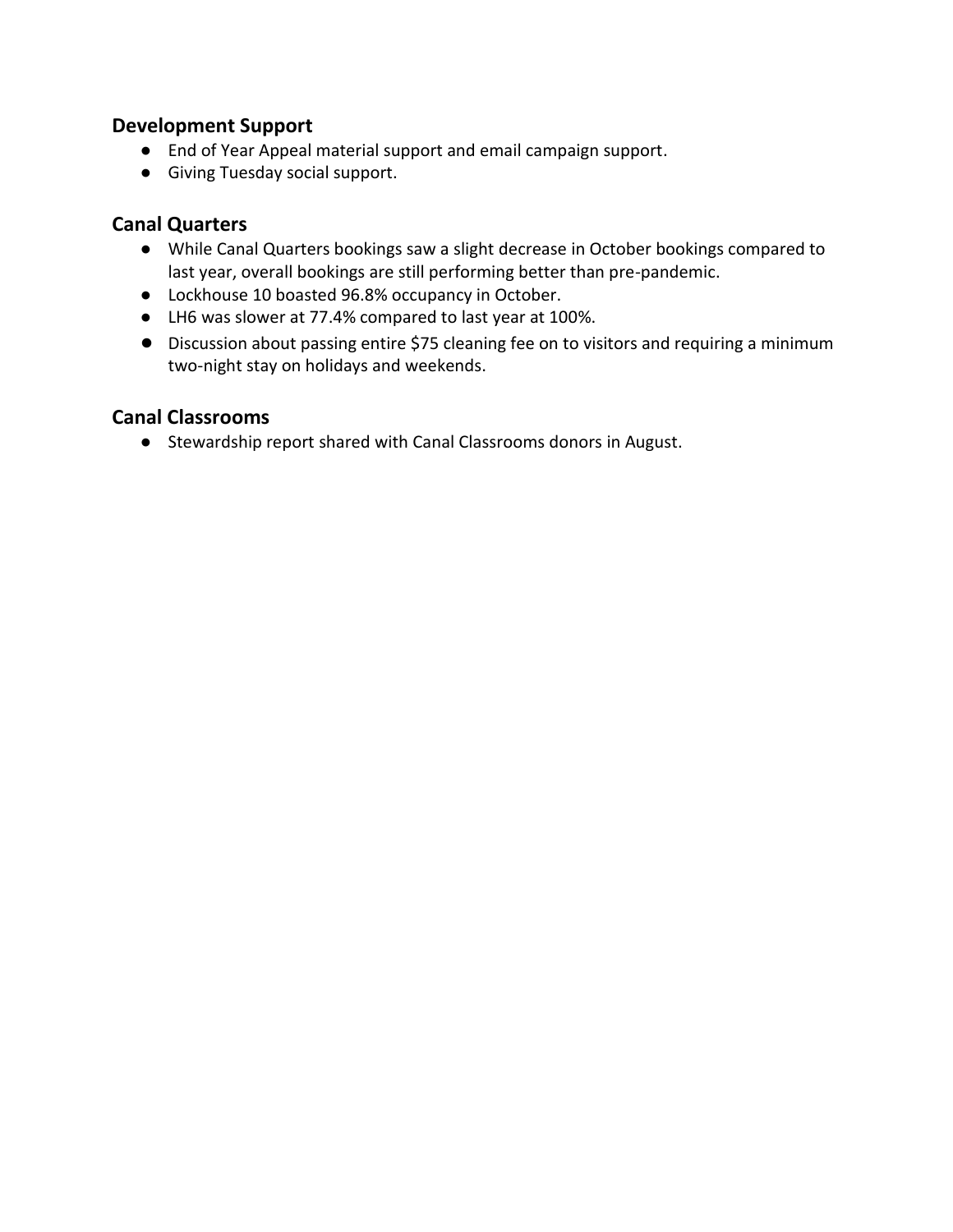## Development Support

- End of Year Appeal material support and email campaign support.
- Giving Tuesday social support.

## Canal Quarters

- While Canal Quarters bookings saw a slight decrease in October bookings compared to last year, overall bookings are still performing better than pre-pandemic.
- Lockhouse 10 boasted 96.8% occupancy in October.
- LH6 was slower at 77.4% compared to last year at 100%.
- Discussion about passing entire $75 cleaning fee on to visitors and requiring a minimum two-night stay on holidays and weekends.

## Canal Classrooms

- Stewardship report shared with Canal Classrooms donors in August.